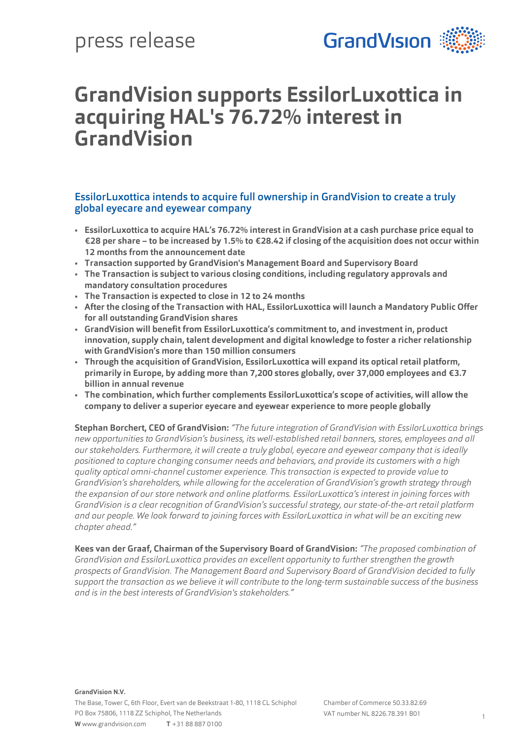press release

# GrandVision supports EssilorLuxottica in acquiring HAL's 76.72% interest in GrandVision

## EssilorLuxottica intends to acquire full ownership in GrandVision to create a truly global eyecare and eyewear company

- **EssilorLuxottica to acquire HAL's 76.72% interest in GrandVision at a cash purchase price equal to €28 per share – to be increased by 1.5% to €28.42 if closing of the acquisition does not occur within 12 months from the announcement date**
- **Transaction supported by GrandVision's Management Board and Supervisory Board**
- **The Transaction is subject to various closing conditions, including regulatory approvals and mandatory consultation procedures**
- **The Transaction is expected to close in 12 to 24 months**
- **After the closing of the Transaction with HAL, EssilorLuxottica will launch a Mandatory Public Offer for all outstanding GrandVision shares**
- **GrandVision will benefit from EssilorLuxottica's commitment to, and investment in, product innovation, supply chain, talent development and digital knowledge to foster a richer relationship with GrandVision's more than 150 million consumers**
- **Through the acquisition of GrandVision, EssilorLuxottica will expand its optical retail platform, primarily in Europe, by adding more than 7,200 stores globally, over 37,000 employees and €3.7 billion in annual revenue**
- **The combination, which further complements EssilorLuxottica's scope of activities, will allow the company to deliver a superior eyecare and eyewear experience to more people globally**

**Stephan Borchert, CEO of GrandVision:** *"The future integration of GrandVision with EssilorLuxottica brings new opportunities to GrandVision's business, its well-established retail banners, stores, employees and all our stakeholders. Furthermore, it will create a truly global, eyecare and eyewear company that is ideally positioned to capture changing consumer needs and behaviors, and provide its customers with a high quality optical omni-channel customer experience. This transaction is expected to provide value to GrandVision's shareholders, while allowing for the acceleration of GrandVision's growth strategy through the expansion of our store network and online platforms. EssilorLuxottica's interest in joining forces with GrandVision is a clear recognition of GrandVision's successful strategy, our state-of-the-art retail platform and our people. We look forward to joining forces with EssilorLuxottica in what will be an exciting new chapter ahead."*

**Kees van der Graaf, Chairman of the Supervisory Board of GrandVision:** *"The proposed combination of GrandVision and EssilorLuxottica provides an excellent opportunity to further strengthen the growth prospects of GrandVision. The Management Board and Supervisory Board of GrandVision decided to fully support the transaction as we believe it will contribute to the long-term sustainable success of the business and is in the best interests of GrandVision's stakeholders."*

**GrandVision N.V.**
The Base, Tower C, 6th Floor, Evert van de Beekstraat 1-80, 1118 CL Schiphol
PO Box 75806, 1118 ZZ Schiphol, The Netherlands
**W** www.grandvision.com **T** +31 88 887 0100

Chamber of Commerce 50.33.82.69
VAT number NL 8226.78.391 B01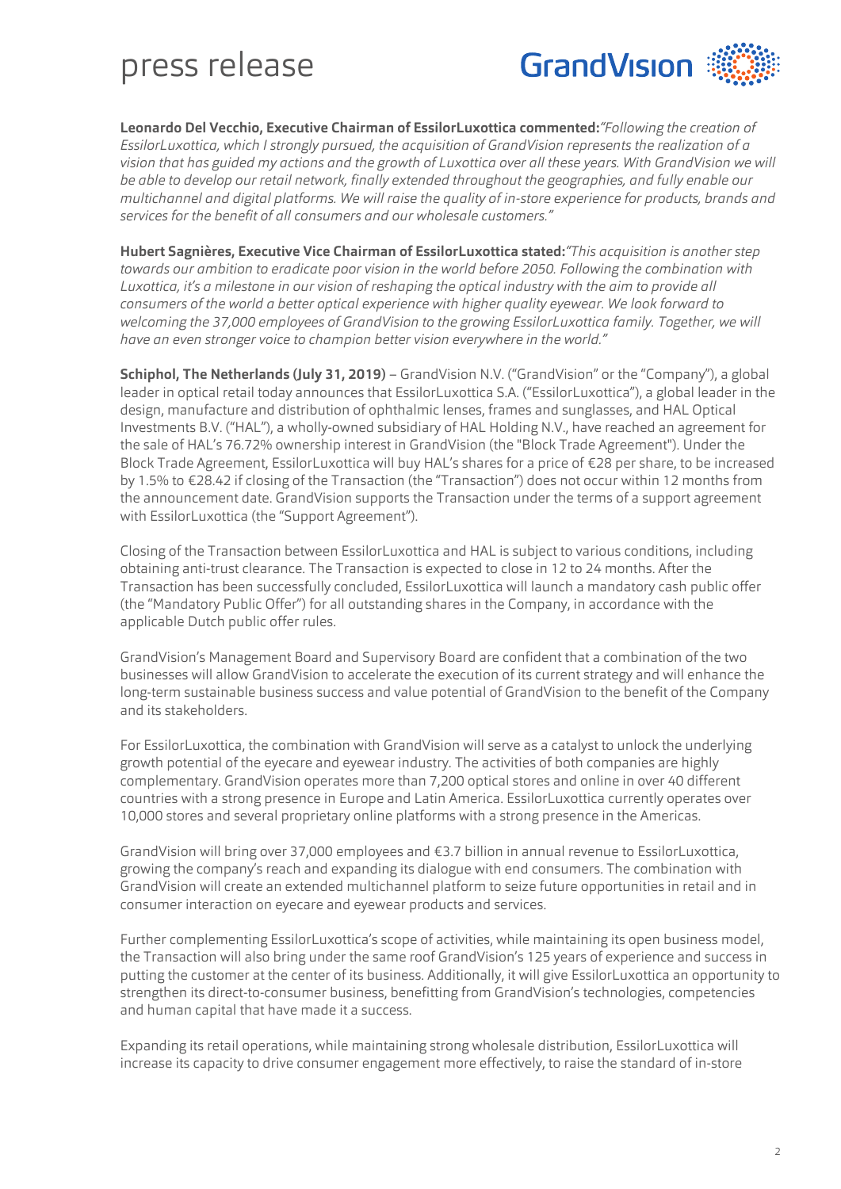**Leonardo Del Vecchio, Executive Chairman of EssilorLuxottica commented:** *"Following the creation of EssilorLuxottica, which I strongly pursued, the acquisition of GrandVision represents the realization of a vision that has guided my actions and the growth of Luxottica over all these years. With GrandVision we will be able to develop our retail network, finally extended throughout the geographies, and fully enable our multichannel and digital platforms. We will raise the quality of in-store experience for products, brands and services for the benefit of all consumers and our wholesale customers."*

**Hubert Sagnières, Executive Vice Chairman of EssilorLuxottica stated:** *"This acquisition is another step towards our ambition to eradicate poor vision in the world before 2050. Following the combination with Luxottica, it's a milestone in our vision of reshaping the optical industry with the aim to provide all consumers of the world a better optical experience with higher quality eyewear. We look forward to welcoming the 37,000 employees of GrandVision to the growing EssilorLuxottica family. Together, we will have an even stronger voice to champion better vision everywhere in the world."*

**Schiphol, The Netherlands (July 31, 2019)** – GrandVision N.V. ("GrandVision" or the "Company"), a global leader in optical retail today announces that EssilorLuxottica S.A. ("EssilorLuxottica"), a global leader in the design, manufacture and distribution of ophthalmic lenses, frames and sunglasses, and HAL Optical Investments B.V. ("HAL"), a wholly-owned subsidiary of HAL Holding N.V., have reached an agreement for the sale of HAL's 76.72% ownership interest in GrandVision (the "Block Trade Agreement"). Under the Block Trade Agreement, EssilorLuxottica will buy HAL's shares for a price of €28 per share, to be increased by 1.5% to €28.42 if closing of the Transaction (the "Transaction") does not occur within 12 months from the announcement date. GrandVision supports the Transaction under the terms of a support agreement with EssilorLuxottica (the "Support Agreement").

Closing of the Transaction between EssilorLuxottica and HAL is subject to various conditions, including obtaining anti-trust clearance. The Transaction is expected to close in 12 to 24 months. After the Transaction has been successfully concluded, EssilorLuxottica will launch a mandatory cash public offer (the "Mandatory Public Offer") for all outstanding shares in the Company, in accordance with the applicable Dutch public offer rules.

GrandVision's Management Board and Supervisory Board are confident that a combination of the two businesses will allow GrandVision to accelerate the execution of its current strategy and will enhance the long-term sustainable business success and value potential of GrandVision to the benefit of the Company and its stakeholders.

For EssilorLuxottica, the combination with GrandVision will serve as a catalyst to unlock the underlying growth potential of the eyecare and eyewear industry. The activities of both companies are highly complementary. GrandVision operates more than 7,200 optical stores and online in over 40 different countries with a strong presence in Europe and Latin America. EssilorLuxottica currently operates over 10,000 stores and several proprietary online platforms with a strong presence in the Americas.

GrandVision will bring over 37,000 employees and €3.7 billion in annual revenue to EssilorLuxottica, growing the company's reach and expanding its dialogue with end consumers. The combination with GrandVision will create an extended multichannel platform to seize future opportunities in retail and in consumer interaction on eyecare and eyewear products and services.

Further complementing EssilorLuxottica's scope of activities, while maintaining its open business model, the Transaction will also bring under the same roof GrandVision's 125 years of experience and success in putting the customer at the center of its business. Additionally, it will give EssilorLuxottica an opportunity to strengthen its direct-to-consumer business, benefitting from GrandVision's technologies, competencies and human capital that have made it a success.

Expanding its retail operations, while maintaining strong wholesale distribution, EssilorLuxottica will increase its capacity to drive consumer engagement more effectively, to raise the standard of in-store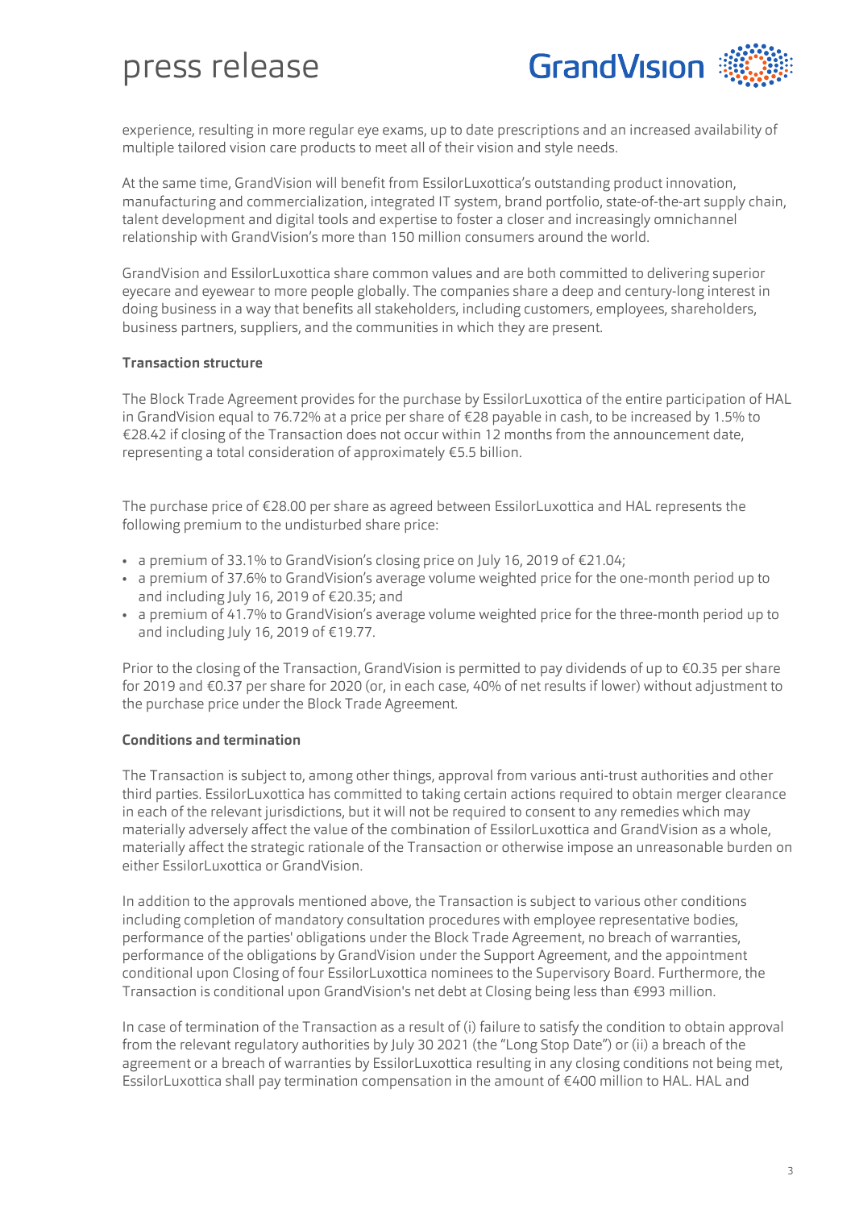experience, resulting in more regular eye exams, up to date prescriptions and an increased availability of multiple tailored vision care products to meet all of their vision and style needs.

At the same time, GrandVision will benefit from EssilorLuxottica's outstanding product innovation, manufacturing and commercialization, integrated IT system, brand portfolio, state-of-the-art supply chain, talent development and digital tools and expertise to foster a closer and increasingly omnichannel relationship with GrandVision's more than 150 million consumers around the world.

GrandVision and EssilorLuxottica share common values and are both committed to delivering superior eyecare and eyewear to more people globally. The companies share a deep and century-long interest in doing business in a way that benefits all stakeholders, including customers, employees, shareholders, business partners, suppliers, and the communities in which they are present.

**Transaction structure**

The Block Trade Agreement provides for the purchase by EssilorLuxottica of the entire participation of HAL in GrandVision equal to 76.72% at a price per share of €28 payable in cash, to be increased by 1.5% to €28.42 if closing of the Transaction does not occur within 12 months from the announcement date, representing a total consideration of approximately €5.5 billion.

The purchase price of €28.00 per share as agreed between EssilorLuxottica and HAL represents the following premium to the undisturbed share price:

- a premium of 33.1% to GrandVision's closing price on July 16, 2019 of €21.04;
- a premium of 37.6% to GrandVision's average volume weighted price for the one-month period up to and including July 16, 2019 of €20.35; and
- a premium of 41.7% to GrandVision's average volume weighted price for the three-month period up to and including July 16, 2019 of €19.77.

Prior to the closing of the Transaction, GrandVision is permitted to pay dividends of up to €0.35 per share for 2019 and €0.37 per share for 2020 (or, in each case, 40% of net results if lower) without adjustment to the purchase price under the Block Trade Agreement.

**Conditions and termination**

The Transaction is subject to, among other things, approval from various anti-trust authorities and other third parties. EssilorLuxottica has committed to taking certain actions required to obtain merger clearance in each of the relevant jurisdictions, but it will not be required to consent to any remedies which may materially adversely affect the value of the combination of EssilorLuxottica and GrandVision as a whole, materially affect the strategic rationale of the Transaction or otherwise impose an unreasonable burden on either EssilorLuxottica or GrandVision.

In addition to the approvals mentioned above, the Transaction is subject to various other conditions including completion of mandatory consultation procedures with employee representative bodies, performance of the parties' obligations under the Block Trade Agreement, no breach of warranties, performance of the obligations by GrandVision under the Support Agreement, and the appointment conditional upon Closing of four EssilorLuxottica nominees to the Supervisory Board. Furthermore, the Transaction is conditional upon GrandVision's net debt at Closing being less than €993 million.

In case of termination of the Transaction as a result of (i) failure to satisfy the condition to obtain approval from the relevant regulatory authorities by July 30 2021 (the "Long Stop Date") or (ii) a breach of the agreement or a breach of warranties by EssilorLuxottica resulting in any closing conditions not being met, EssilorLuxottica shall pay termination compensation in the amount of €400 million to HAL. HAL and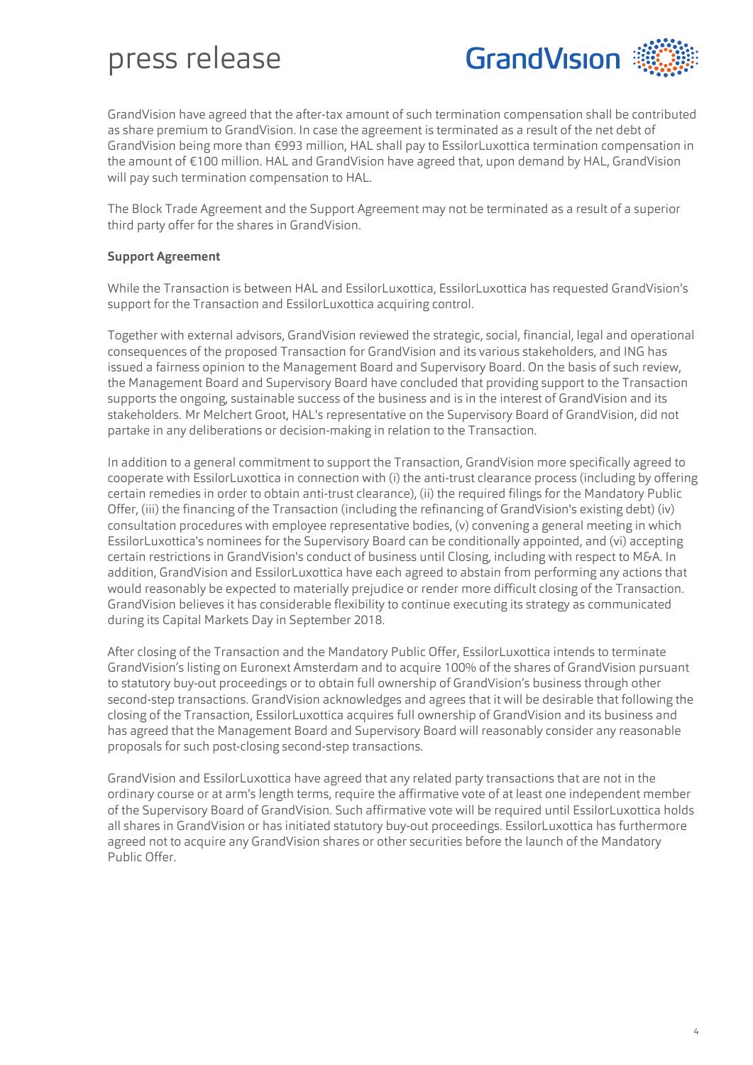GrandVision have agreed that the after-tax amount of such termination compensation shall be contributed as share premium to GrandVision. In case the agreement is terminated as a result of the net debt of GrandVision being more than €993 million, HAL shall pay to EssilorLuxottica termination compensation in the amount of €100 million. HAL and GrandVision have agreed that, upon demand by HAL, GrandVision will pay such termination compensation to HAL.

The Block Trade Agreement and the Support Agreement may not be terminated as a result of a superior third party offer for the shares in GrandVision.

**Support Agreement**

While the Transaction is between HAL and EssilorLuxottica, EssilorLuxottica has requested GrandVision's support for the Transaction and EssilorLuxottica acquiring control.

Together with external advisors, GrandVision reviewed the strategic, social, financial, legal and operational consequences of the proposed Transaction for GrandVision and its various stakeholders, and ING has issued a fairness opinion to the Management Board and Supervisory Board. On the basis of such review, the Management Board and Supervisory Board have concluded that providing support to the Transaction supports the ongoing, sustainable success of the business and is in the interest of GrandVision and its stakeholders. Mr Melchert Groot, HAL's representative on the Supervisory Board of GrandVision, did not partake in any deliberations or decision-making in relation to the Transaction.

In addition to a general commitment to support the Transaction, GrandVision more specifically agreed to cooperate with EssilorLuxottica in connection with (i) the anti-trust clearance process (including by offering certain remedies in order to obtain anti-trust clearance), (ii) the required filings for the Mandatory Public Offer, (iii) the financing of the Transaction (including the refinancing of GrandVision's existing debt) (iv) consultation procedures with employee representative bodies, (v) convening a general meeting in which EssilorLuxottica's nominees for the Supervisory Board can be conditionally appointed, and (vi) accepting certain restrictions in GrandVision's conduct of business until Closing, including with respect to M&A. In addition, GrandVision and EssilorLuxottica have each agreed to abstain from performing any actions that would reasonably be expected to materially prejudice or render more difficult closing of the Transaction. GrandVision believes it has considerable flexibility to continue executing its strategy as communicated during its Capital Markets Day in September 2018.

After closing of the Transaction and the Mandatory Public Offer, EssilorLuxottica intends to terminate GrandVision's listing on Euronext Amsterdam and to acquire 100% of the shares of GrandVision pursuant to statutory buy-out proceedings or to obtain full ownership of GrandVision's business through other second-step transactions. GrandVision acknowledges and agrees that it will be desirable that following the closing of the Transaction, EssilorLuxottica acquires full ownership of GrandVision and its business and has agreed that the Management Board and Supervisory Board will reasonably consider any reasonable proposals for such post-closing second-step transactions.

GrandVision and EssilorLuxottica have agreed that any related party transactions that are not in the ordinary course or at arm's length terms, require the affirmative vote of at least one independent member of the Supervisory Board of GrandVision. Such affirmative vote will be required until EssilorLuxottica holds all shares in GrandVision or has initiated statutory buy-out proceedings. EssilorLuxottica has furthermore agreed not to acquire any GrandVision shares or other securities before the launch of the Mandatory Public Offer.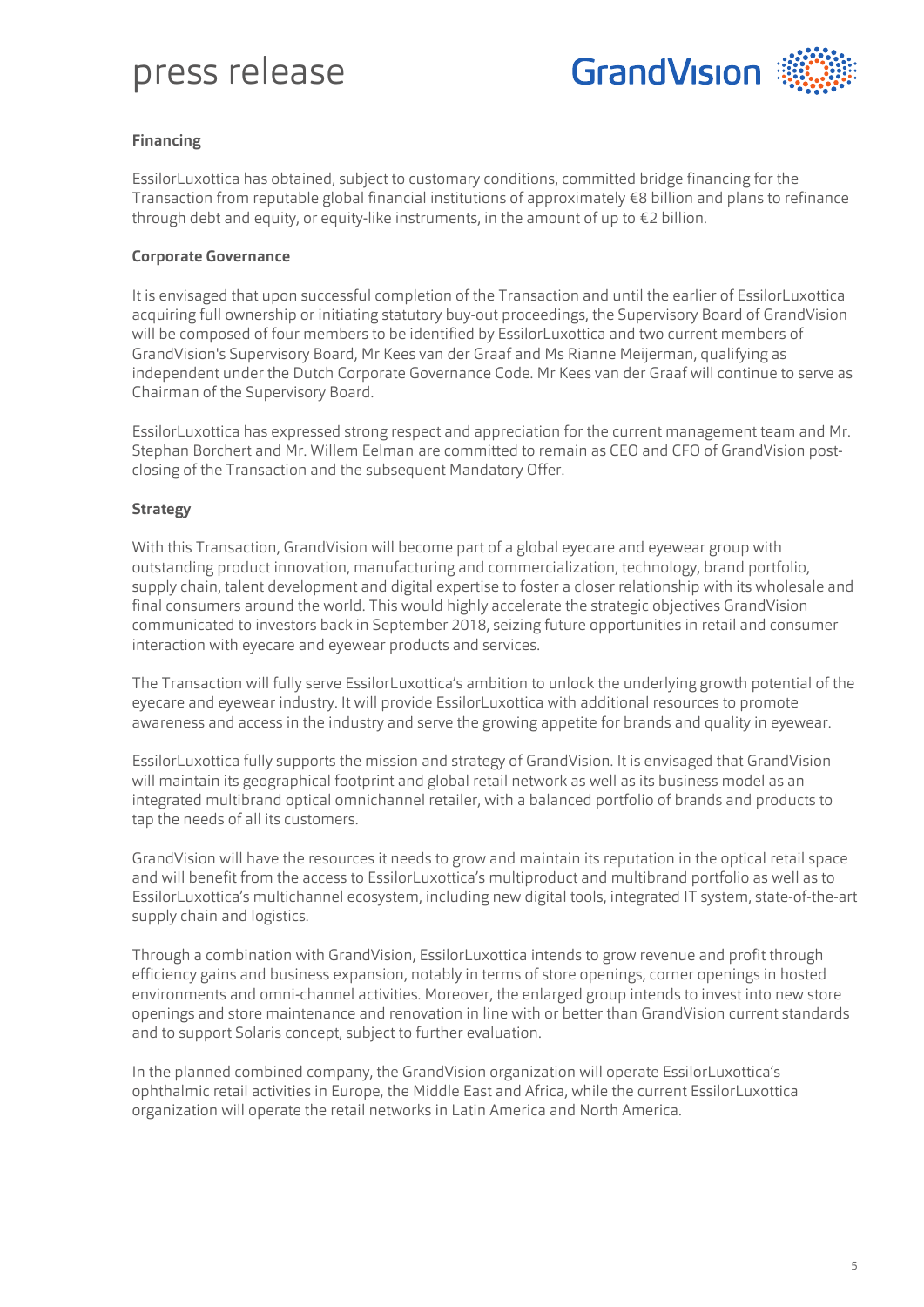**Financing**

EssilorLuxottica has obtained, subject to customary conditions, committed bridge financing for the Transaction from reputable global financial institutions of approximately €8 billion and plans to refinance through debt and equity, or equity-like instruments, in the amount of up to €2 billion.

**Corporate Governance**

It is envisaged that upon successful completion of the Transaction and until the earlier of EssilorLuxottica acquiring full ownership or initiating statutory buy-out proceedings, the Supervisory Board of GrandVision will be composed of four members to be identified by EssilorLuxottica and two current members of GrandVision's Supervisory Board, Mr Kees van der Graaf and Ms Rianne Meijerman, qualifying as independent under the Dutch Corporate Governance Code. Mr Kees van der Graaf will continue to serve as Chairman of the Supervisory Board.

EssilorLuxottica has expressed strong respect and appreciation for the current management team and Mr. Stephan Borchert and Mr. Willem Eelman are committed to remain as CEO and CFO of GrandVision post-closing of the Transaction and the subsequent Mandatory Offer.

**Strategy**

With this Transaction, GrandVision will become part of a global eyecare and eyewear group with outstanding product innovation, manufacturing and commercialization, technology, brand portfolio, supply chain, talent development and digital expertise to foster a closer relationship with its wholesale and final consumers around the world. This would highly accelerate the strategic objectives GrandVision communicated to investors back in September 2018, seizing future opportunities in retail and consumer interaction with eyecare and eyewear products and services.

The Transaction will fully serve EssilorLuxottica's ambition to unlock the underlying growth potential of the eyecare and eyewear industry. It will provide EssilorLuxottica with additional resources to promote awareness and access in the industry and serve the growing appetite for brands and quality in eyewear.

EssilorLuxottica fully supports the mission and strategy of GrandVision. It is envisaged that GrandVision will maintain its geographical footprint and global retail network as well as its business model as an integrated multibrand optical omnichannel retailer, with a balanced portfolio of brands and products to tap the needs of all its customers.

GrandVision will have the resources it needs to grow and maintain its reputation in the optical retail space and will benefit from the access to EssilorLuxottica's multiproduct and multibrand portfolio as well as to EssilorLuxottica's multichannel ecosystem, including new digital tools, integrated IT system, state-of-the-art supply chain and logistics.

Through a combination with GrandVision, EssilorLuxottica intends to grow revenue and profit through efficiency gains and business expansion, notably in terms of store openings, corner openings in hosted environments and omni-channel activities. Moreover, the enlarged group intends to invest into new store openings and store maintenance and renovation in line with or better than GrandVision current standards and to support Solaris concept, subject to further evaluation.

In the planned combined company, the GrandVision organization will operate EssilorLuxottica's ophthalmic retail activities in Europe, the Middle East and Africa, while the current EssilorLuxottica organization will operate the retail networks in Latin America and North America.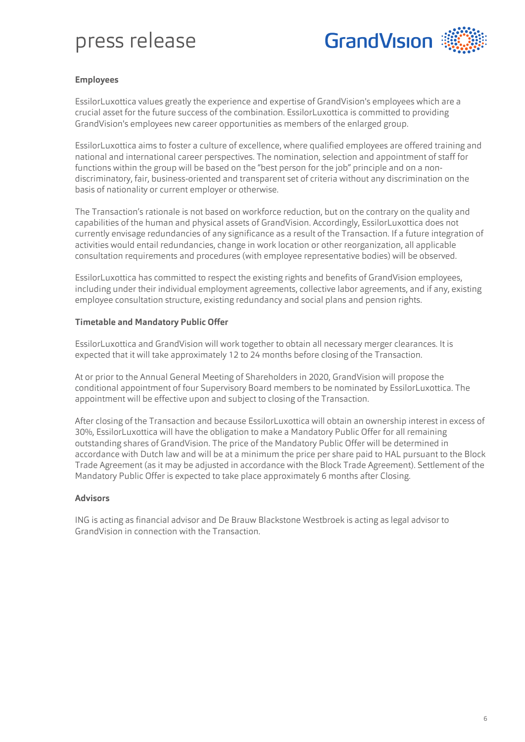**Employees**

EssilorLuxottica values greatly the experience and expertise of GrandVision's employees which are a crucial asset for the future success of the combination. EssilorLuxottica is committed to providing GrandVision's employees new career opportunities as members of the enlarged group.

EssilorLuxottica aims to foster a culture of excellence, where qualified employees are offered training and national and international career perspectives. The nomination, selection and appointment of staff for functions within the group will be based on the "best person for the job" principle and on a non-discriminatory, fair, business-oriented and transparent set of criteria without any discrimination on the basis of nationality or current employer or otherwise.

The Transaction's rationale is not based on workforce reduction, but on the contrary on the quality and capabilities of the human and physical assets of GrandVision. Accordingly, EssilorLuxottica does not currently envisage redundancies of any significance as a result of the Transaction. If a future integration of activities would entail redundancies, change in work location or other reorganization, all applicable consultation requirements and procedures (with employee representative bodies) will be observed.

EssilorLuxottica has committed to respect the existing rights and benefits of GrandVision employees, including under their individual employment agreements, collective labor agreements, and if any, existing employee consultation structure, existing redundancy and social plans and pension rights.

**Timetable and Mandatory Public Offer**

EssilorLuxottica and GrandVision will work together to obtain all necessary merger clearances. It is expected that it will take approximately 12 to 24 months before closing of the Transaction.

At or prior to the Annual General Meeting of Shareholders in 2020, GrandVision will propose the conditional appointment of four Supervisory Board members to be nominated by EssilorLuxottica. The appointment will be effective upon and subject to closing of the Transaction.

After closing of the Transaction and because EssilorLuxottica will obtain an ownership interest in excess of 30%, EssilorLuxottica will have the obligation to make a Mandatory Public Offer for all remaining outstanding shares of GrandVision. The price of the Mandatory Public Offer will be determined in accordance with Dutch law and will be at a minimum the price per share paid to HAL pursuant to the Block Trade Agreement (as it may be adjusted in accordance with the Block Trade Agreement). Settlement of the Mandatory Public Offer is expected to take place approximately 6 months after Closing.

**Advisors**

ING is acting as financial advisor and De Brauw Blackstone Westbroek is acting as legal advisor to GrandVision in connection with the Transaction.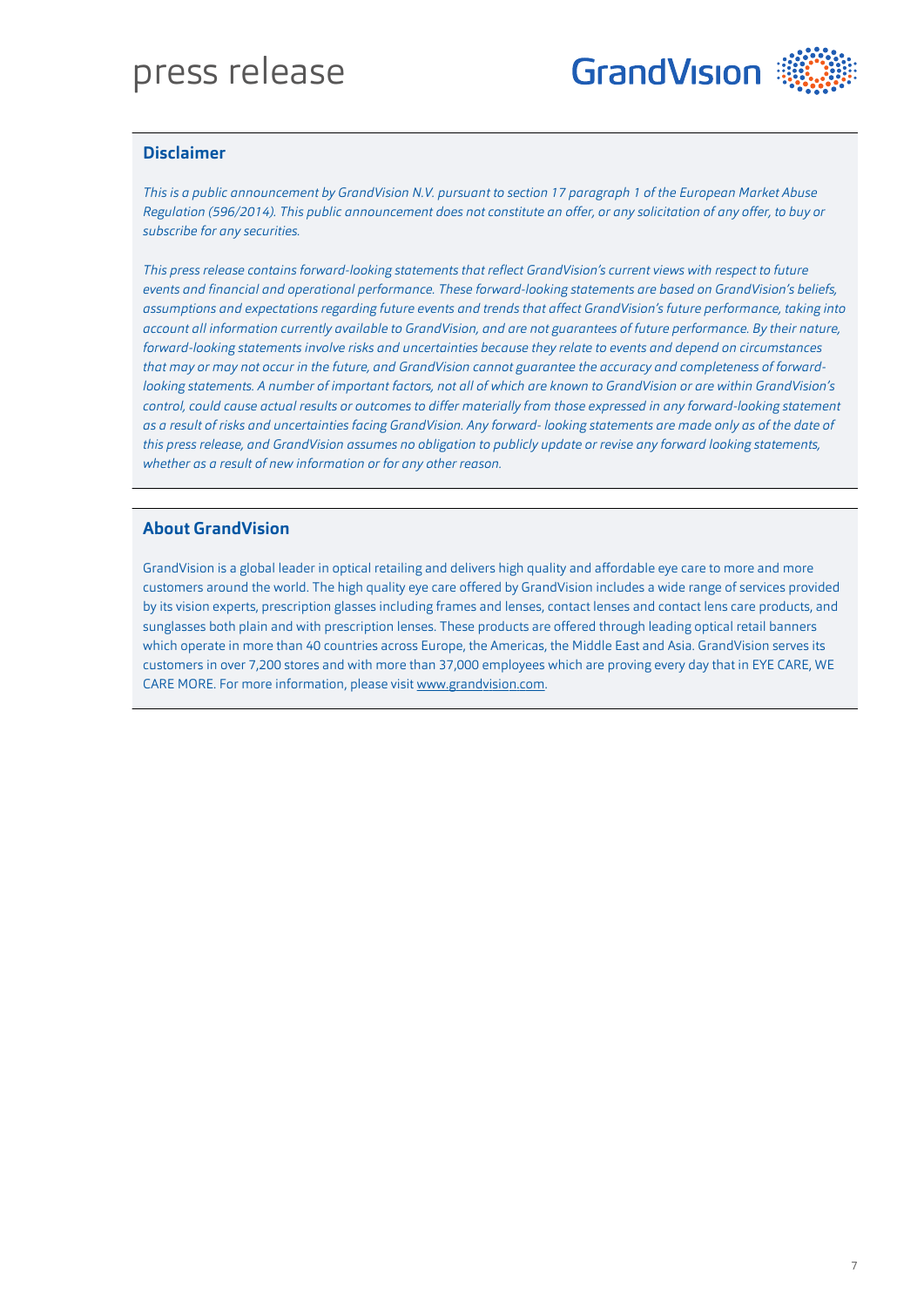## Disclaimer

*This is a public announcement by GrandVision N.V. pursuant to section 17 paragraph 1 of the European Market Abuse Regulation (596/2014). This public announcement does not constitute an offer, or any solicitation of any offer, to buy or subscribe for any securities.*

*This press release contains forward-looking statements that reflect GrandVision's current views with respect to future events and financial and operational performance. These forward-looking statements are based on GrandVision's beliefs, assumptions and expectations regarding future events and trends that affect GrandVision's future performance, taking into account all information currently available to GrandVision, and are not guarantees of future performance. By their nature, forward-looking statements involve risks and uncertainties because they relate to events and depend on circumstances that may or may not occur in the future, and GrandVision cannot guarantee the accuracy and completeness of forward-looking statements. A number of important factors, not all of which are known to GrandVision or are within GrandVision's control, could cause actual results or outcomes to differ materially from those expressed in any forward-looking statement as a result of risks and uncertainties facing GrandVision. Any forward- looking statements are made only as of the date of this press release, and GrandVision assumes no obligation to publicly update or revise any forward looking statements, whether as a result of new information or for any other reason.*

## About GrandVision

GrandVision is a global leader in optical retailing and delivers high quality and affordable eye care to more and more customers around the world. The high quality eye care offered by GrandVision includes a wide range of services provided by its vision experts, prescription glasses including frames and lenses, contact lenses and contact lens care products, and sunglasses both plain and with prescription lenses. These products are offered through leading optical retail banners which operate in more than 40 countries across Europe, the Americas, the Middle East and Asia. GrandVision serves its customers in over 7,200 stores and with more than 37,000 employees which are proving every day that in EYE CARE, WE CARE MORE. For more information, please visit www.grandvision.com.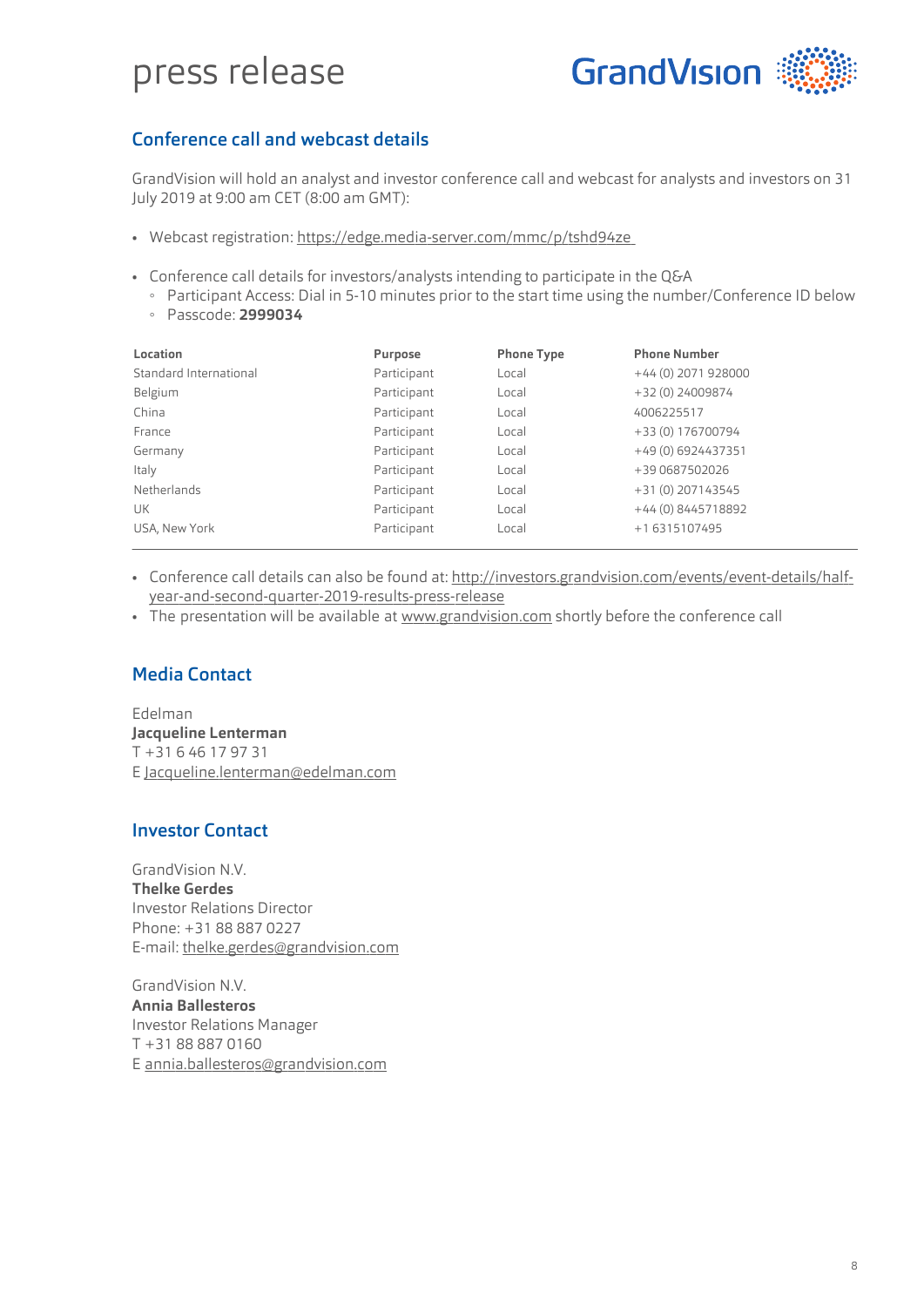## Conference call and webcast details

GrandVision will hold an analyst and investor conference call and webcast for analysts and investors on 31 July 2019 at 9:00 am CET (8:00 am GMT):

- Webcast registration: https://edge.media-server.com/mmc/p/tshd94ze
- Conference call details for investors/analysts intending to participate in the Q&A
  - Participant Access: Dial in 5-10 minutes prior to the start time using the number/Conference ID below
  - Passcode: **2999034**

| Location | Purpose | Phone Type | Phone Number |
|---|---|---|---|
| Standard International | Participant | Local | +44 (0) 2071 928000 |
| Belgium | Participant | Local | +32 (0) 24009874 |
| China | Participant | Local | 4006225517 |
| France | Participant | Local | +33 (0) 176700794 |
| Germany | Participant | Local | +49 (0) 6924437351 |
| Italy | Participant | Local | +39 0687502026 |
| Netherlands | Participant | Local | +31 (0) 207143545 |
| UK | Participant | Local | +44 (0) 8445718892 |
| USA, New York | Participant | Local | +1 6315107495 |

- Conference call details can also be found at: http://investors.grandvision.com/events/event-details/half-year-and-second-quarter-2019-results-press-release
- The presentation will be available at www.grandvision.com shortly before the conference call

## Media Contact

Edelman
**Jacqueline Lenterman**
T +31 6 46 17 97 31
E Jacqueline.lenterman@edelman.com

## Investor Contact

GrandVision N.V.
**Thelke Gerdes**
Investor Relations Director
Phone: +31 88 887 0227
E-mail: thelke.gerdes@grandvision.com

GrandVision N.V.
**Annia Ballesteros**
Investor Relations Manager
T +31 88 887 0160
E annia.ballesteros@grandvision.com